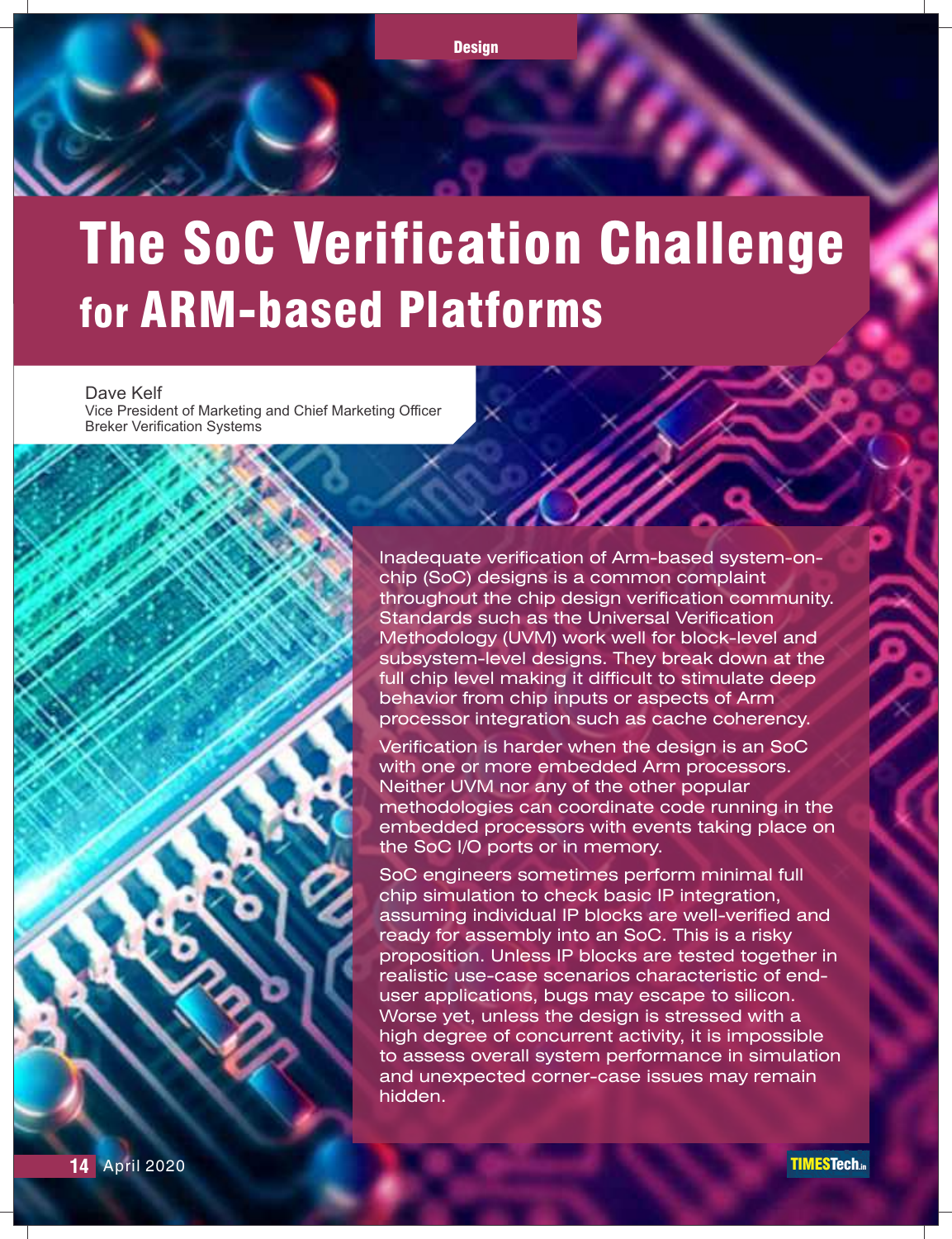# The SoC Verification Challenge for ARM-based Platforms

Dave Kelf
Vice President of Marketing and Chief Marketing Officer
Breker Verification Systems

Inadequate verification of Arm-based system-on-chip (SoC) designs is a common complaint throughout the chip design verification community. Standards such as the Universal Verification Methodology (UVM) work well for block-level and subsystem-level designs. They break down at the full chip level making it difficult to stimulate deep behavior from chip inputs or aspects of Arm processor integration such as cache coherency.

Verification is harder when the design is an SoC with one or more embedded Arm processors. Neither UVM nor any of the other popular methodologies can coordinate code running in the embedded processors with events taking place on the SoC I/O ports or in memory.

SoC engineers sometimes perform minimal full chip simulation to check basic IP integration, assuming individual IP blocks are well-verified and ready for assembly into an SoC. This is a risky proposition. Unless IP blocks are tested together in realistic use-case scenarios characteristic of end-user applications, bugs may escape to silicon. Worse yet, unless the design is stressed with a high degree of concurrent activity, it is impossible to assess overall system performance in simulation and unexpected corner-case issues may remain hidden.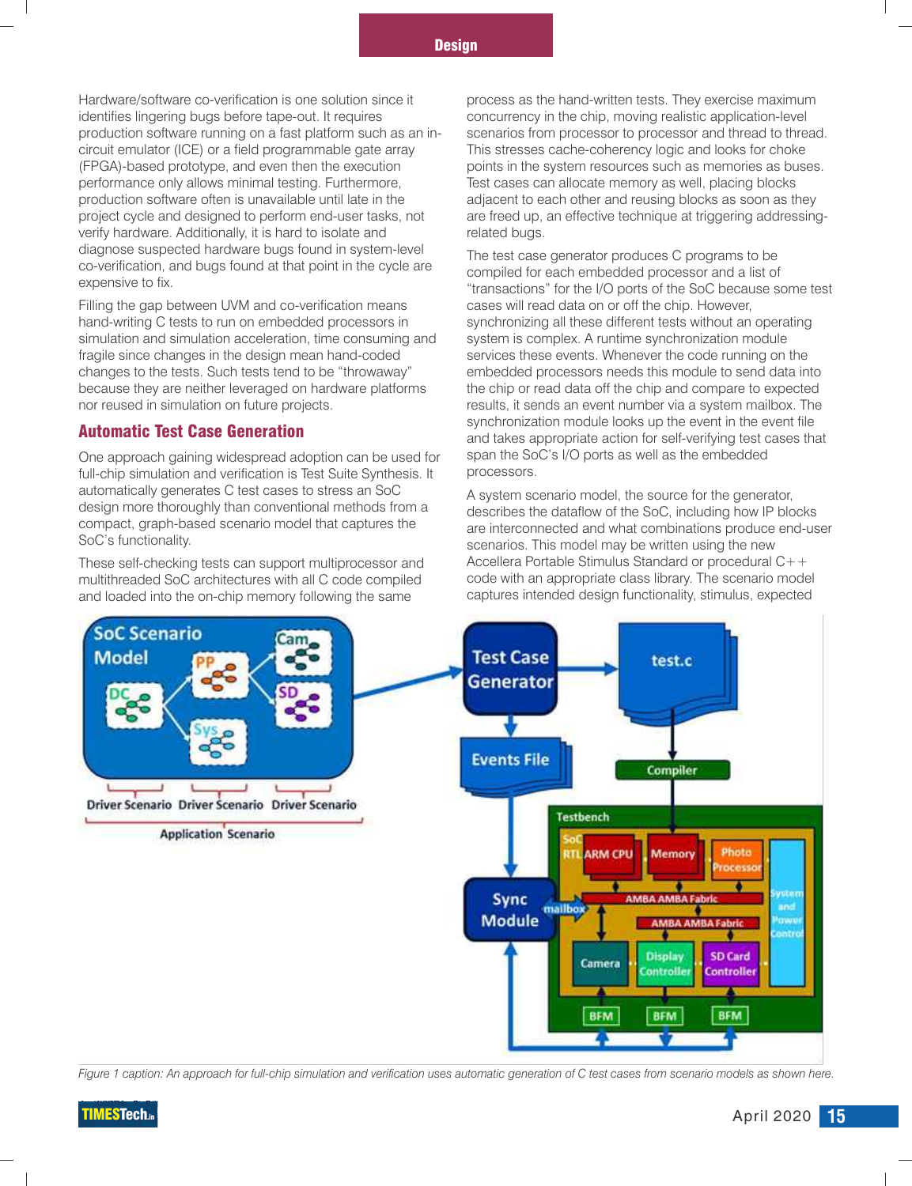Hardware/software co-verification is one solution since it identifies lingering bugs before tape-out. It requires production software running on a fast platform such as an in-circuit emulator (ICE) or a field programmable gate array (FPGA)-based prototype, and even then the execution performance only allows minimal testing. Furthermore, production software often is unavailable until late in the project cycle and designed to perform end-user tasks, not verify hardware. Additionally, it is hard to isolate and diagnose suspected hardware bugs found in system-level co-verification, and bugs found at that point in the cycle are expensive to fix.

Filling the gap between UVM and co-verification means hand-writing C tests to run on embedded processors in simulation and simulation acceleration, time consuming and fragile since changes in the design mean hand-coded changes to the tests. Such tests tend to be "throwaway" because they are neither leveraged on hardware platforms nor reused in simulation on future projects.

## Automatic Test Case Generation

One approach gaining widespread adoption can be used for full-chip simulation and verification is Test Suite Synthesis. It automatically generates C test cases to stress an SoC design more thoroughly than conventional methods from a compact, graph-based scenario model that captures the SoC's functionality.

These self-checking tests can support multiprocessor and multithreaded SoC architectures with all C code compiled and loaded into the on-chip memory following the same process as the hand-written tests. They exercise maximum concurrency in the chip, moving realistic application-level scenarios from processor to processor and thread to thread. This stresses cache-coherency logic and looks for choke points in the system resources such as memories as buses. Test cases can allocate memory as well, placing blocks adjacent to each other and reusing blocks as soon as they are freed up, an effective technique at triggering addressing-related bugs.

The test case generator produces C programs to be compiled for each embedded processor and a list of "transactions" for the I/O ports of the SoC because some test cases will read data on or off the chip. However, synchronizing all these different tests without an operating system is complex. A runtime synchronization module services these events. Whenever the code running on the embedded processors needs this module to send data into the chip or read data off the chip and compare to expected results, it sends an event number via a system mailbox. The synchronization module looks up the event in the event file and takes appropriate action for self-verifying test cases that span the SoC's I/O ports as well as the embedded processors.

A system scenario model, the source for the generator, describes the dataflow of the SoC, including how IP blocks are interconnected and what combinations produce end-user scenarios. This model may be written using the new Accellera Portable Stimulus Standard or procedural C++ code with an appropriate class library. The scenario model captures intended design functionality, stimulus, expected

*Figure 1 caption: An approach for full-chip simulation and verification uses automatic generation of C test cases from scenario models as shown here.*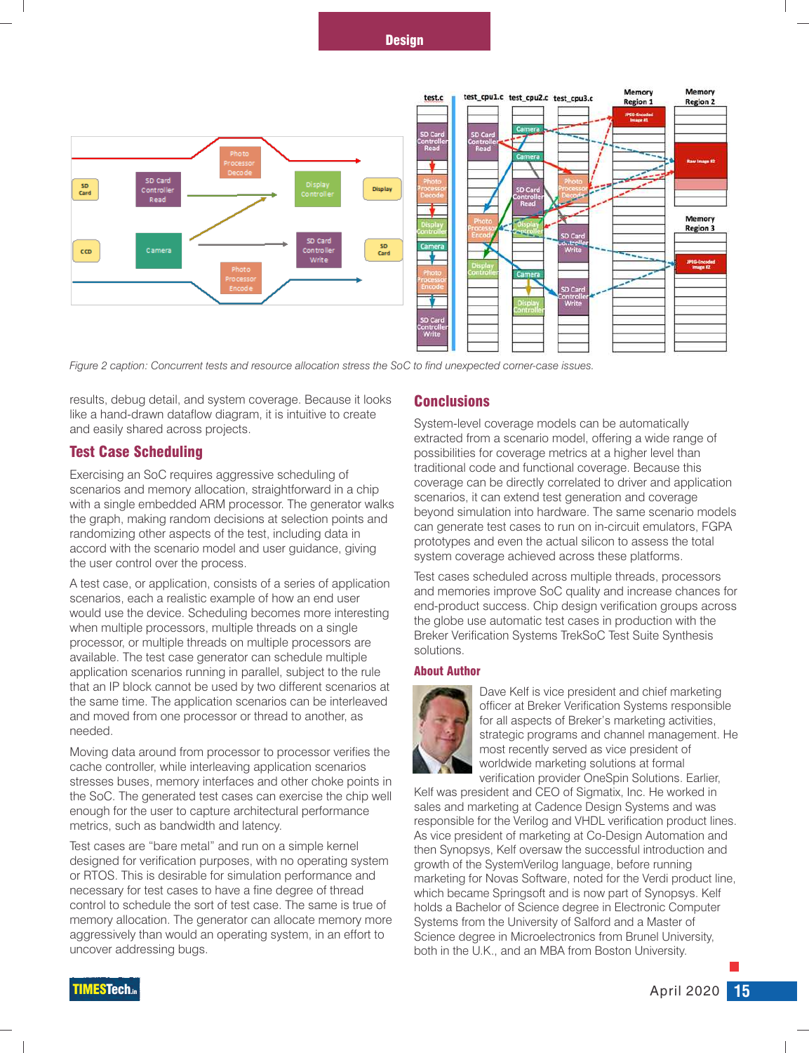Figure 2 caption: Concurrent tests and resource allocation stress the SoC to find unexpected corner-case issues.

results, debug detail, and system coverage. Because it looks like a hand-drawn dataflow diagram, it is intuitive to create and easily shared across projects.

## Test Case Scheduling

Exercising an SoC requires aggressive scheduling of scenarios and memory allocation, straightforward in a chip with a single embedded ARM processor. The generator walks the graph, making random decisions at selection points and randomizing other aspects of the test, including data in accord with the scenario model and user guidance, giving the user control over the process.

A test case, or application, consists of a series of application scenarios, each a realistic example of how an end user would use the device. Scheduling becomes more interesting when multiple processors, multiple threads on a single processor, or multiple threads on multiple processors are available. The test case generator can schedule multiple application scenarios running in parallel, subject to the rule that an IP block cannot be used by two different scenarios at the same time. The application scenarios can be interleaved and moved from one processor or thread to another, as needed.

Moving data around from processor to processor verifies the cache controller, while interleaving application scenarios stresses buses, memory interfaces and other choke points in the SoC. The generated test cases can exercise the chip well enough for the user to capture architectural performance metrics, such as bandwidth and latency.

Test cases are "bare metal" and run on a simple kernel designed for verification purposes, with no operating system or RTOS. This is desirable for simulation performance and necessary for test cases to have a fine degree of thread control to schedule the sort of test case. The same is true of memory allocation. The generator can allocate memory more aggressively than would an operating system, in an effort to uncover addressing bugs.

## Conclusions

System-level coverage models can be automatically extracted from a scenario model, offering a wide range of possibilities for coverage metrics at a higher level than traditional code and functional coverage. Because this coverage can be directly correlated to driver and application scenarios, it can extend test generation and coverage beyond simulation into hardware. The same scenario models can generate test cases to run on in-circuit emulators, FPGA prototypes and even the actual silicon to assess the total system coverage achieved across these platforms.

Test cases scheduled across multiple threads, processors and memories improve SoC quality and increase chances for end-product success. Chip design verification groups across the globe use automatic test cases in production with the Breker Verification Systems TrekSoC Test Suite Synthesis solutions.

### About Author

Dave Kelf is vice president and chief marketing officer at Breker Verification Systems responsible for all aspects of Breker's marketing activities, strategic programs and channel management. He most recently served as vice president of worldwide marketing solutions at formal verification provider OneSpin Solutions. Earlier, Kelf was president and CEO of Sigmatix, Inc. He worked in sales and marketing at Cadence Design Systems and was responsible for the Verilog and VHDL verification product lines. As vice president of marketing at Co-Design Automation and then Synopsys, Kelf oversaw the successful introduction and growth of the SystemVerilog language, before running marketing for Novas Software, noted for the Verdi product line, which became Springsoft and is now part of Synopsys. Kelf holds a Bachelor of Science degree in Electronic Computer Systems from the University of Salford and a Master of Science degree in Microelectronics from Brunel University, both in the U.K., and an MBA from Boston University.